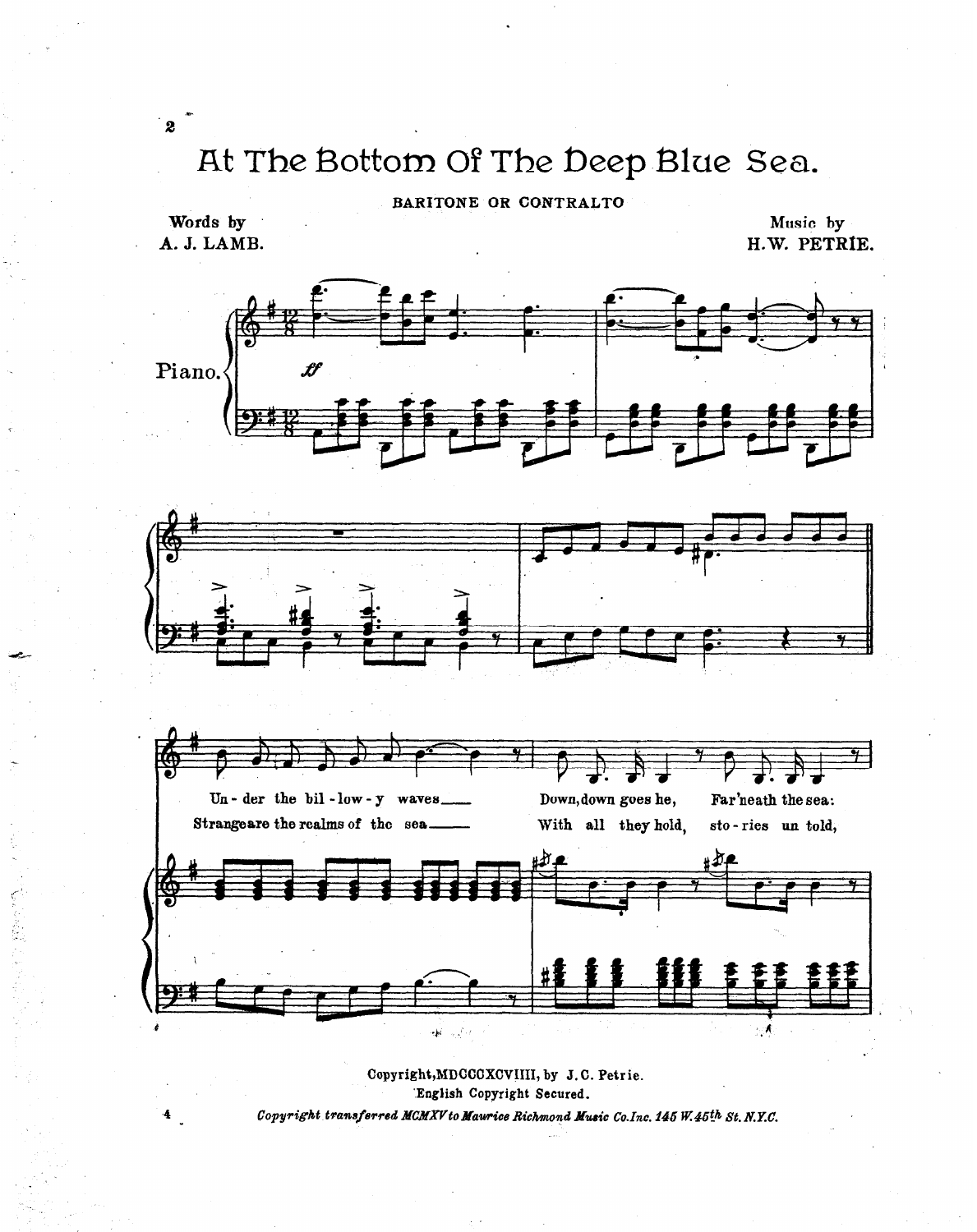# At The Bottom Of The Deep Blue Sea.

BARITONE OR CONTRALTO

Words by
A. J. LAMB.

Music by
H.W. PETRIE.

Piano.

*ff*

Un - der the bil - low - y waves___ Down, down goes he, Far'neath the sea:

Strange are the realms of the sea___ With all they hold, sto - ries un told,

Copyright, MDCCCXCVIIII, by J. C. Petrie.
English Copyright Secured.

*Copyright transferred MCMXV to Maurice Richmond Music Co. Inc. 145 W. 45th St. N.Y.C.*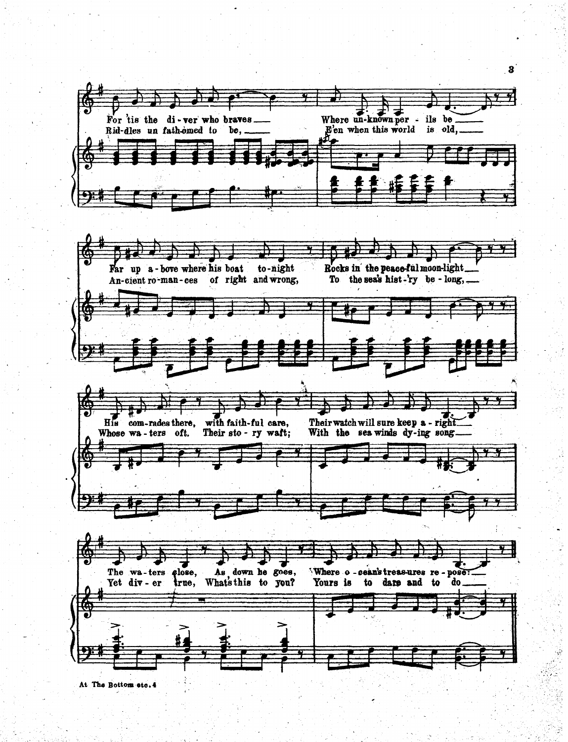For 'tis the di - ver who braves ___ Where un-known per - ils be ___
Rid-dles un fath-omed to be, ___ E'en when this world is old, ___

Far up a - bove where his boat to-night Rocks in the peace-ful moon-light ___
An-cient ro-man - ces of right and wrong, To the sea's hist - 'ry be - long, ___

His com-rades there, with faith-ful care, Their watch will sure keep a - right ___
Whose wa - ters oft. Their sto - ry waft; With the sea winds dy-ing song ___

The wa - ters close, As down he goes, Where o - cean's treas-ures re - pose: ___
Yet div - er true, What's this to you? Yours is to dare and to do ___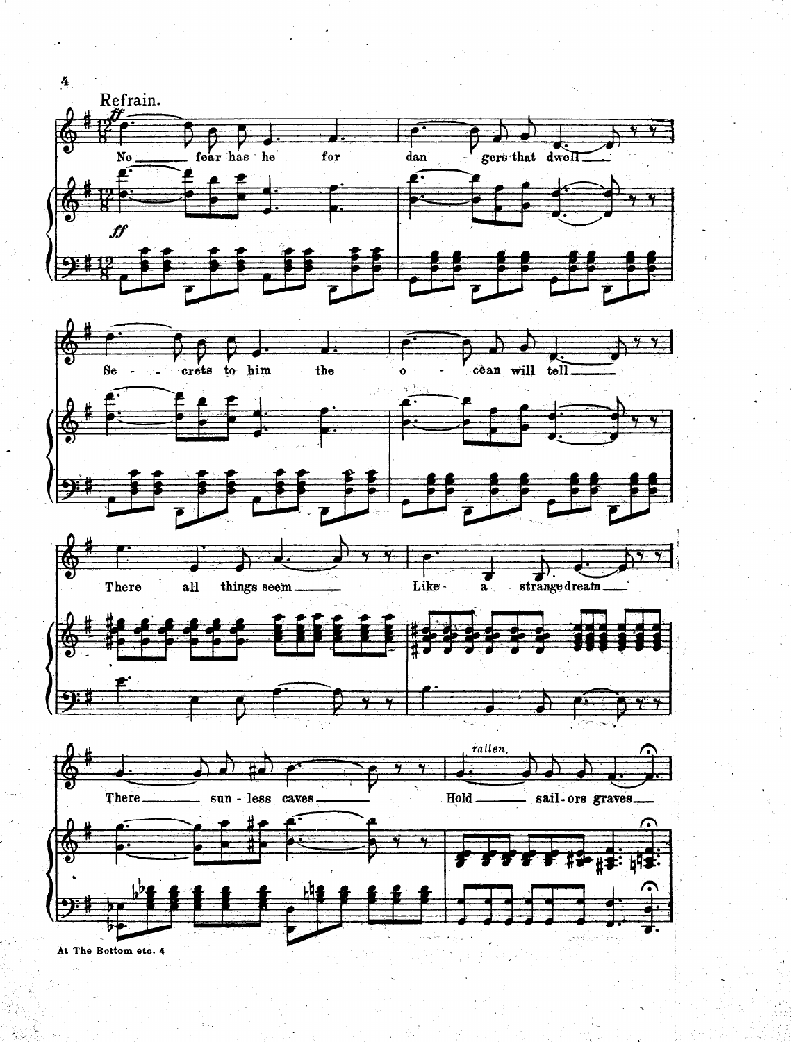Refrain.

No fear has he for dangers that dwell

Secrets to him the ocean will tell

There all things seem Like a strange dream

There sunless caves Hold sailors graves

*rallen.*

At The Bottom etc. 4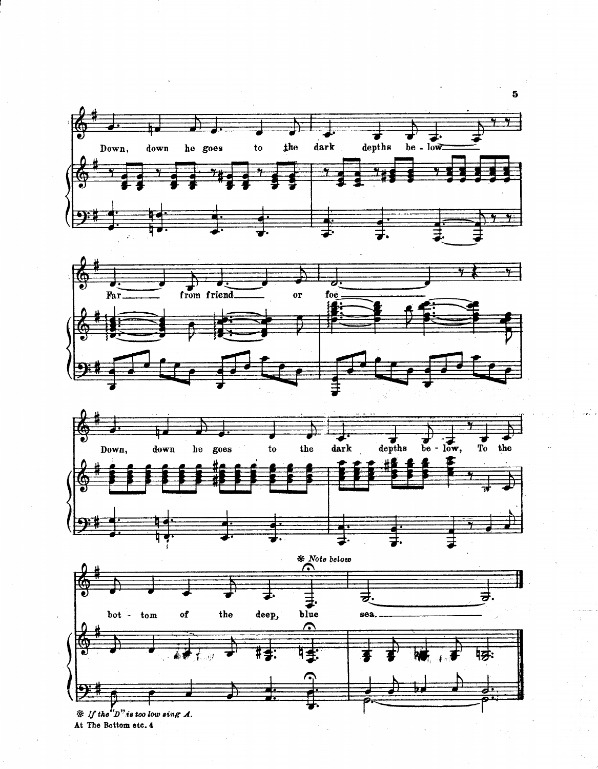Down, down he goes to the dark depths be - low

Far from friend or foe

Down, down he goes to the dark depths be - low, To the

bot - tom of the deep, blue sea.

※ Note below

※ *If the "D" is too low sing A.*

At The Bottom etc. 4